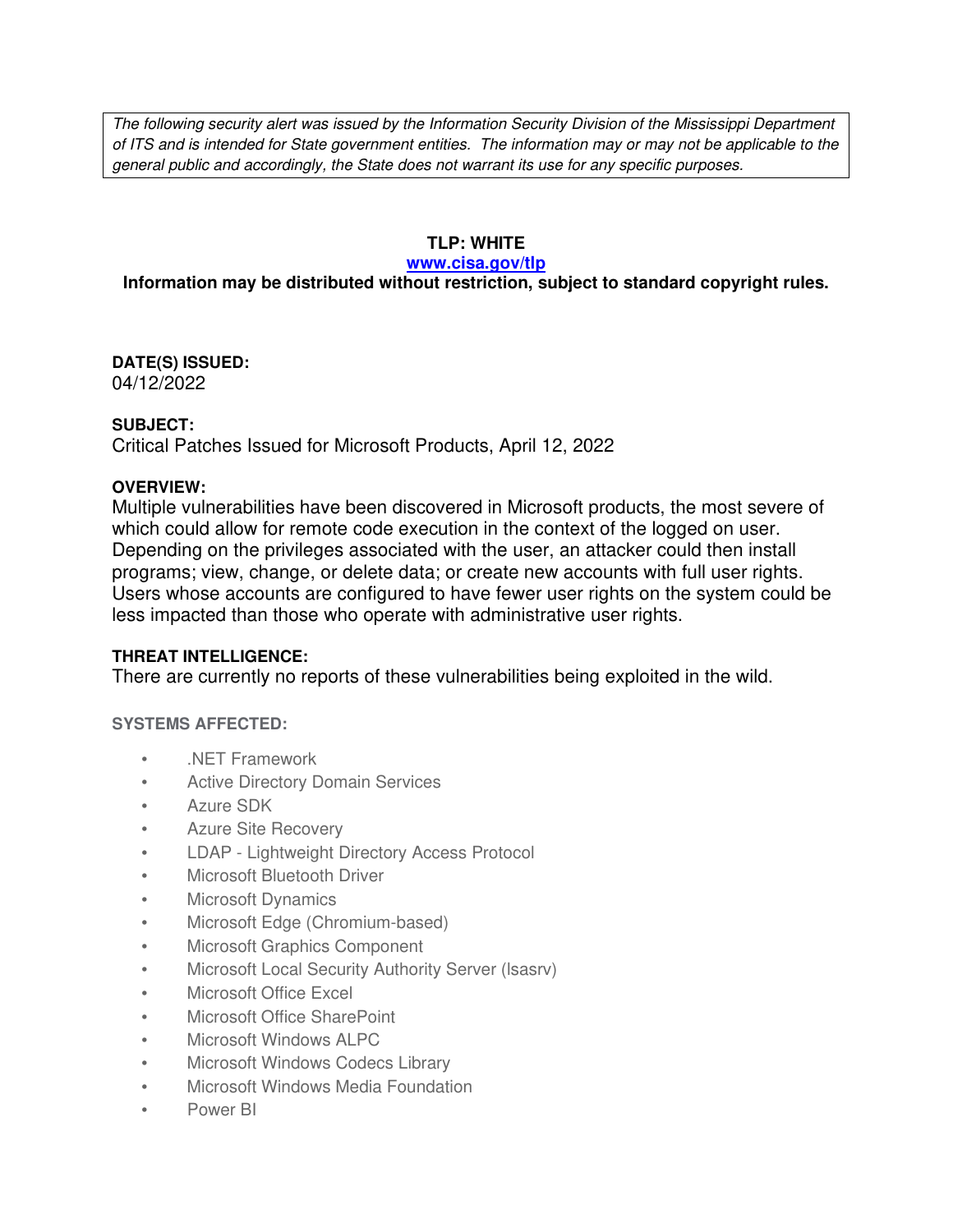*The following security alert was issued by the Information Security Division of the Mississippi Department of ITS and is intended for State government entities. The information may or may not be applicable to the general public and accordingly, the State does not warrant its use for any specific purposes.*

**TLP: WHITE**

**[www.cisa.gov/tlp](http://www.cisa.gov/tlp)**

**Information may be distributed without restriction, subject to standard copyright rules.**

**DATE(S) ISSUED:**
04/12/2022

**SUBJECT:**
Critical Patches Issued for Microsoft Products, April 12, 2022

**OVERVIEW:**
Multiple vulnerabilities have been discovered in Microsoft products, the most severe of which could allow for remote code execution in the context of the logged on user. Depending on the privileges associated with the user, an attacker could then install programs; view, change, or delete data; or create new accounts with full user rights. Users whose accounts are configured to have fewer user rights on the system could be less impacted than those who operate with administrative user rights.

**THREAT INTELLIGENCE:**
There are currently no reports of these vulnerabilities being exploited in the wild.

**SYSTEMS AFFECTED:**

- .NET Framework
- Active Directory Domain Services
- Azure SDK
- Azure Site Recovery
- LDAP - Lightweight Directory Access Protocol
- Microsoft Bluetooth Driver
- Microsoft Dynamics
- Microsoft Edge (Chromium-based)
- Microsoft Graphics Component
- Microsoft Local Security Authority Server (lsasrv)
- Microsoft Office Excel
- Microsoft Office SharePoint
- Microsoft Windows ALPC
- Microsoft Windows Codecs Library
- Microsoft Windows Media Foundation
- Power BI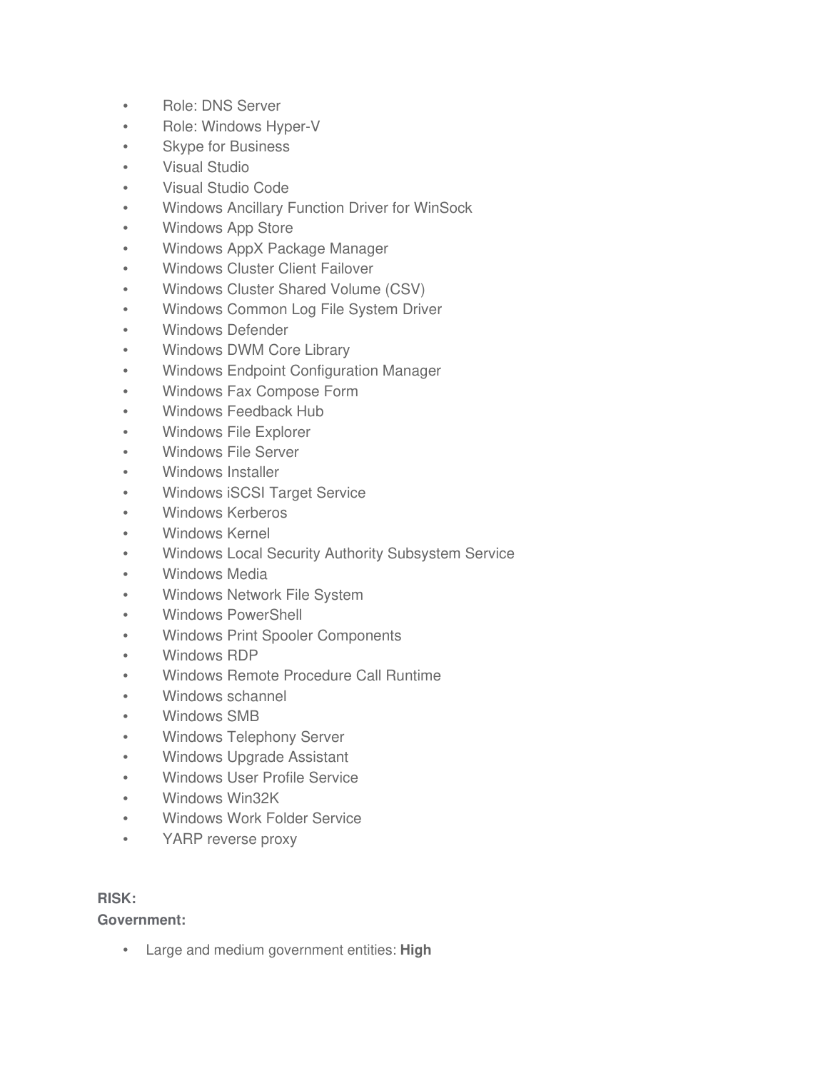- Role: DNS Server
- Role: Windows Hyper-V
- Skype for Business
- Visual Studio
- Visual Studio Code
- Windows Ancillary Function Driver for WinSock
- Windows App Store
- Windows AppX Package Manager
- Windows Cluster Client Failover
- Windows Cluster Shared Volume (CSV)
- Windows Common Log File System Driver
- Windows Defender
- Windows DWM Core Library
- Windows Endpoint Configuration Manager
- Windows Fax Compose Form
- Windows Feedback Hub
- Windows File Explorer
- Windows File Server
- Windows Installer
- Windows iSCSI Target Service
- Windows Kerberos
- Windows Kernel
- Windows Local Security Authority Subsystem Service
- Windows Media
- Windows Network File System
- Windows PowerShell
- Windows Print Spooler Components
- Windows RDP
- Windows Remote Procedure Call Runtime
- Windows schannel
- Windows SMB
- Windows Telephony Server
- Windows Upgrade Assistant
- Windows User Profile Service
- Windows Win32K
- Windows Work Folder Service
- YARP reverse proxy

**RISK:**

**Government:**

- Large and medium government entities: **High**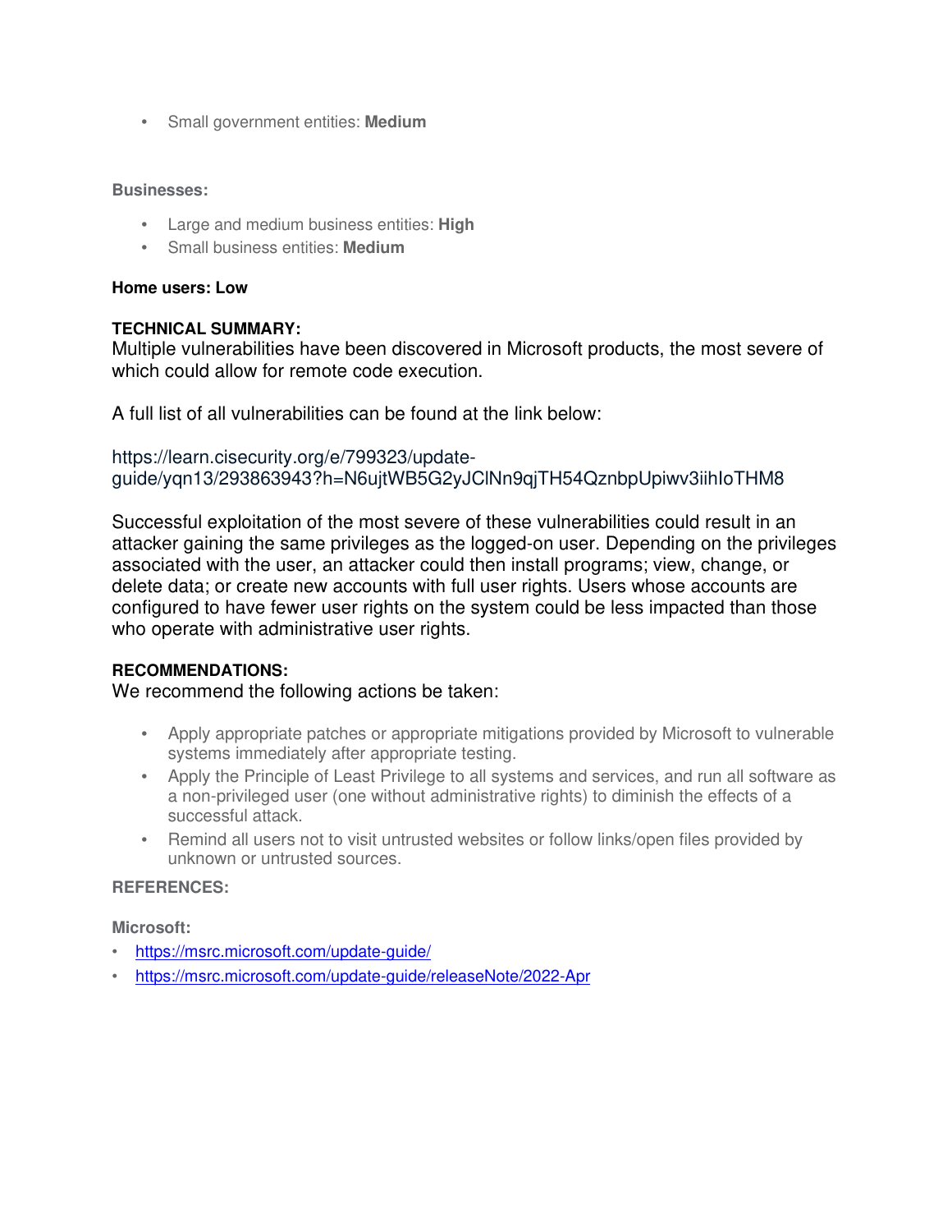- Small government entities: **Medium**

**Businesses:**

- Large and medium business entities: **High**
- Small business entities: **Medium**

**Home users: Low**

**TECHNICAL SUMMARY:**
Multiple vulnerabilities have been discovered in Microsoft products, the most severe of which could allow for remote code execution.

A full list of all vulnerabilities can be found at the link below:

https://learn.cisecurity.org/e/799323/update-guide/yqn13/293863943?h=N6ujtWB5G2yJClNn9qjTH54QznbpUpiwv3iihIoTHM8

Successful exploitation of the most severe of these vulnerabilities could result in an attacker gaining the same privileges as the logged-on user. Depending on the privileges associated with the user, an attacker could then install programs; view, change, or delete data; or create new accounts with full user rights. Users whose accounts are configured to have fewer user rights on the system could be less impacted than those who operate with administrative user rights.

**RECOMMENDATIONS:**
We recommend the following actions be taken:

- Apply appropriate patches or appropriate mitigations provided by Microsoft to vulnerable systems immediately after appropriate testing.
- Apply the Principle of Least Privilege to all systems and services, and run all software as a non-privileged user (one without administrative rights) to diminish the effects of a successful attack.
- Remind all users not to visit untrusted websites or follow links/open files provided by unknown or untrusted sources.

**REFERENCES:**

**Microsoft:**

- https://msrc.microsoft.com/update-guide/
- https://msrc.microsoft.com/update-guide/releaseNote/2022-Apr